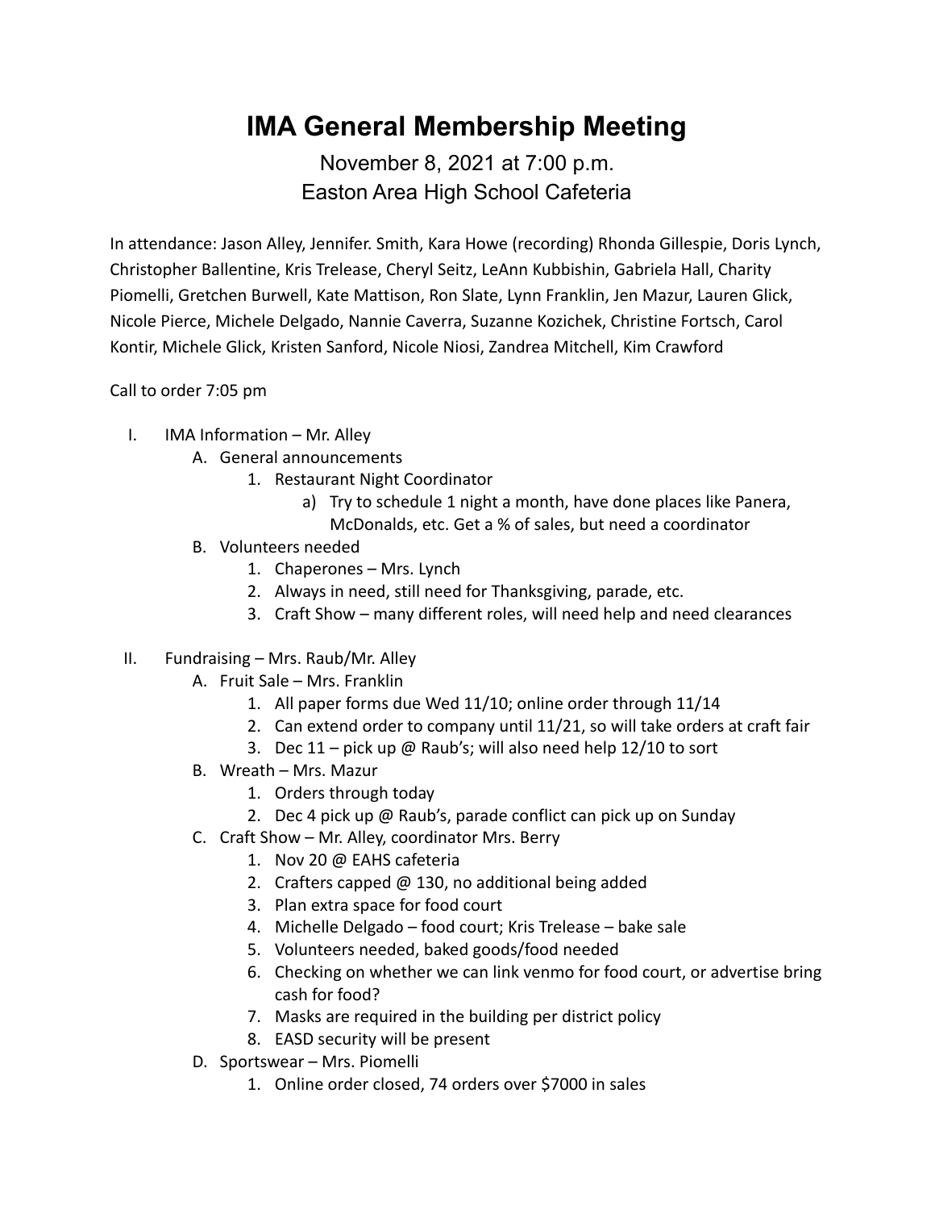# IMA General Membership Meeting

November 8, 2021 at 7:00 p.m.
Easton Area High School Cafeteria

In attendance: Jason Alley, Jennifer. Smith, Kara Howe (recording) Rhonda Gillespie, Doris Lynch, Christopher Ballentine, Kris Trelease, Cheryl Seitz, LeAnn Kubbishin, Gabriela Hall, Charity Piomelli, Gretchen Burwell, Kate Mattison, Ron Slate, Lynn Franklin, Jen Mazur, Lauren Glick, Nicole Pierce, Michele Delgado, Nannie Caverra, Suzanne Kozichek, Christine Fortsch, Carol Kontir, Michele Glick, Kristen Sanford, Nicole Niosi, Zandrea Mitchell, Kim Crawford

Call to order 7:05 pm

I. IMA Information – Mr. Alley
   A. General announcements
      1. Restaurant Night Coordinator
         a) Try to schedule 1 night a month, have done places like Panera, McDonalds, etc. Get a % of sales, but need a coordinator
   B. Volunteers needed
      1. Chaperones – Mrs. Lynch
      2. Always in need, still need for Thanksgiving, parade, etc.
      3. Craft Show – many different roles, will need help and need clearances

II. Fundraising – Mrs. Raub/Mr. Alley
   A. Fruit Sale – Mrs. Franklin
      1. All paper forms due Wed 11/10; online order through 11/14
      2. Can extend order to company until 11/21, so will take orders at craft fair
      3. Dec 11 – pick up @ Raub's; will also need help 12/10 to sort
   B. Wreath – Mrs. Mazur
      1. Orders through today
      2. Dec 4 pick up @ Raub's, parade conflict can pick up on Sunday
   C. Craft Show – Mr. Alley, coordinator Mrs. Berry
      1. Nov 20 @ EAHS cafeteria
      2. Crafters capped @ 130, no additional being added
      3. Plan extra space for food court
      4. Michelle Delgado – food court; Kris Trelease – bake sale
      5. Volunteers needed, baked goods/food needed
      6. Checking on whether we can link venmo for food court, or advertise bring cash for food?
      7. Masks are required in the building per district policy
      8. EASD security will be present
   D. Sportswear – Mrs. Piomelli
      1. Online order closed, 74 orders over $7000 in sales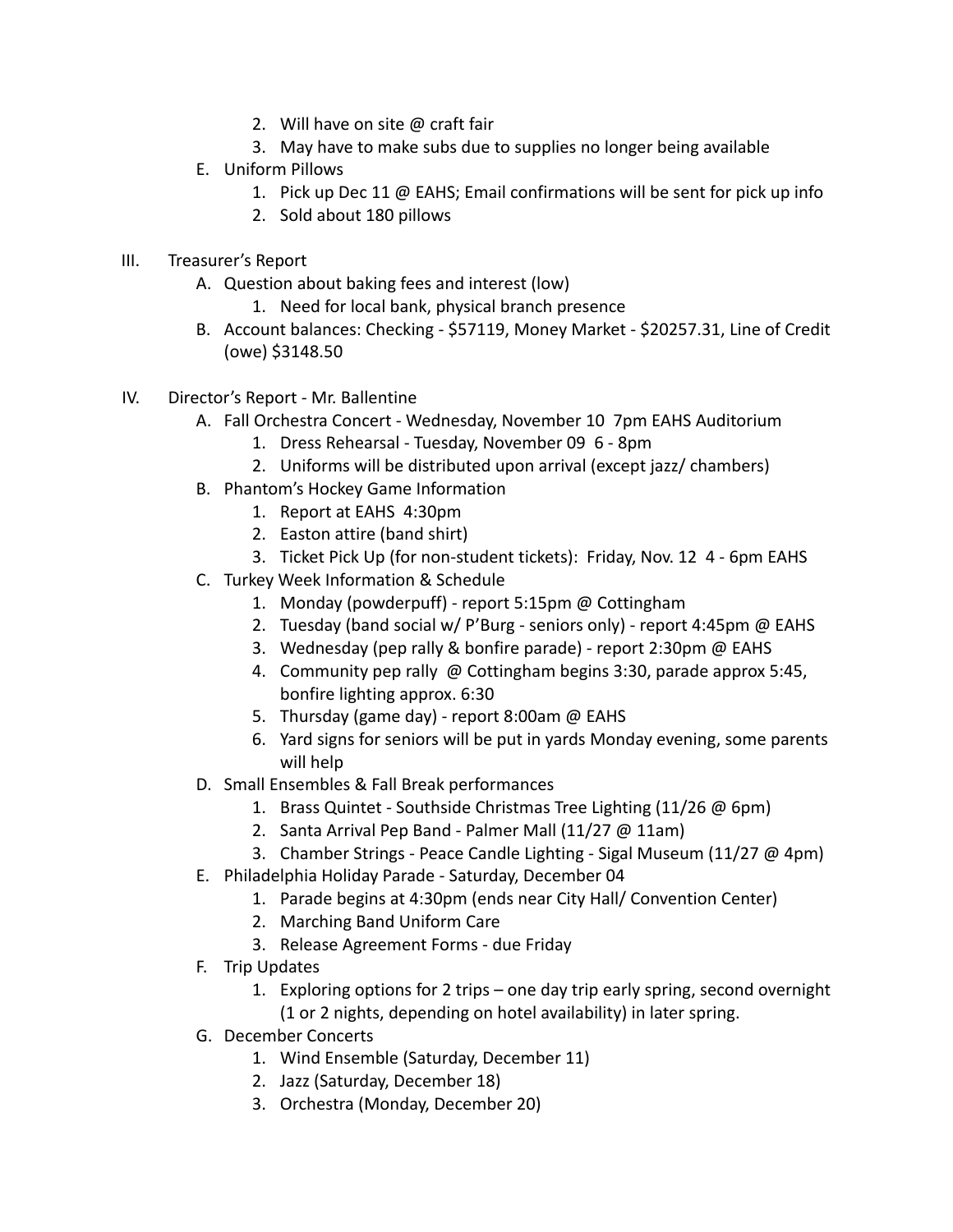2. Will have on site @ craft fair
   3. May have to make subs due to supplies no longer being available

E. Uniform Pillows
   1. Pick up Dec 11 @ EAHS; Email confirmations will be sent for pick up info
   2. Sold about 180 pillows

III. Treasurer's Report

A. Question about baking fees and interest (low)
   1. Need for local bank, physical branch presence

B. Account balances: Checking - $57119, Money Market - $20257.31, Line of Credit (owe) $3148.50

IV. Director's Report - Mr. Ballentine

A. Fall Orchestra Concert - Wednesday, November 10 7pm EAHS Auditorium
   1. Dress Rehearsal - Tuesday, November 09 6 - 8pm
   2. Uniforms will be distributed upon arrival (except jazz/ chambers)

B. Phantom's Hockey Game Information
   1. Report at EAHS 4:30pm
   2. Easton attire (band shirt)
   3. Ticket Pick Up (for non-student tickets): Friday, Nov. 12 4 - 6pm EAHS

C. Turkey Week Information & Schedule
   1. Monday (powderpuff) - report 5:15pm @ Cottingham
   2. Tuesday (band social w/ P'Burg - seniors only) - report 4:45pm @ EAHS
   3. Wednesday (pep rally & bonfire parade) - report 2:30pm @ EAHS
   4. Community pep rally @ Cottingham begins 3:30, parade approx 5:45, bonfire lighting approx. 6:30
   5. Thursday (game day) - report 8:00am @ EAHS
   6. Yard signs for seniors will be put in yards Monday evening, some parents will help

D. Small Ensembles & Fall Break performances
   1. Brass Quintet - Southside Christmas Tree Lighting (11/26 @ 6pm)
   2. Santa Arrival Pep Band - Palmer Mall (11/27 @ 11am)
   3. Chamber Strings - Peace Candle Lighting - Sigal Museum (11/27 @ 4pm)

E. Philadelphia Holiday Parade - Saturday, December 04
   1. Parade begins at 4:30pm (ends near City Hall/ Convention Center)
   2. Marching Band Uniform Care
   3. Release Agreement Forms - due Friday

F. Trip Updates
   1. Exploring options for 2 trips – one day trip early spring, second overnight (1 or 2 nights, depending on hotel availability) in later spring.

G. December Concerts
   1. Wind Ensemble (Saturday, December 11)
   2. Jazz (Saturday, December 18)
   3. Orchestra (Monday, December 20)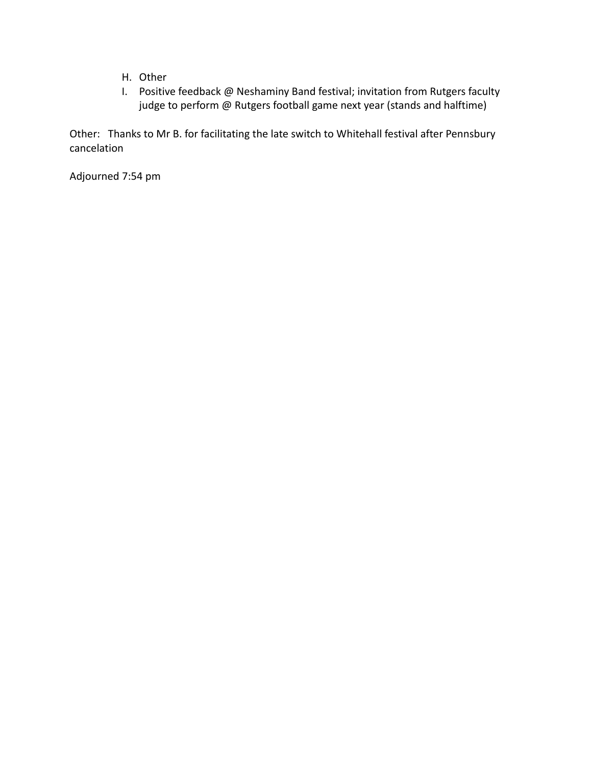H. Other
I. Positive feedback @ Neshaminy Band festival; invitation from Rutgers faculty judge to perform @ Rutgers football game next year (stands and halftime)

Other: Thanks to Mr B. for facilitating the late switch to Whitehall festival after Pennsbury cancelation

Adjourned 7:54 pm